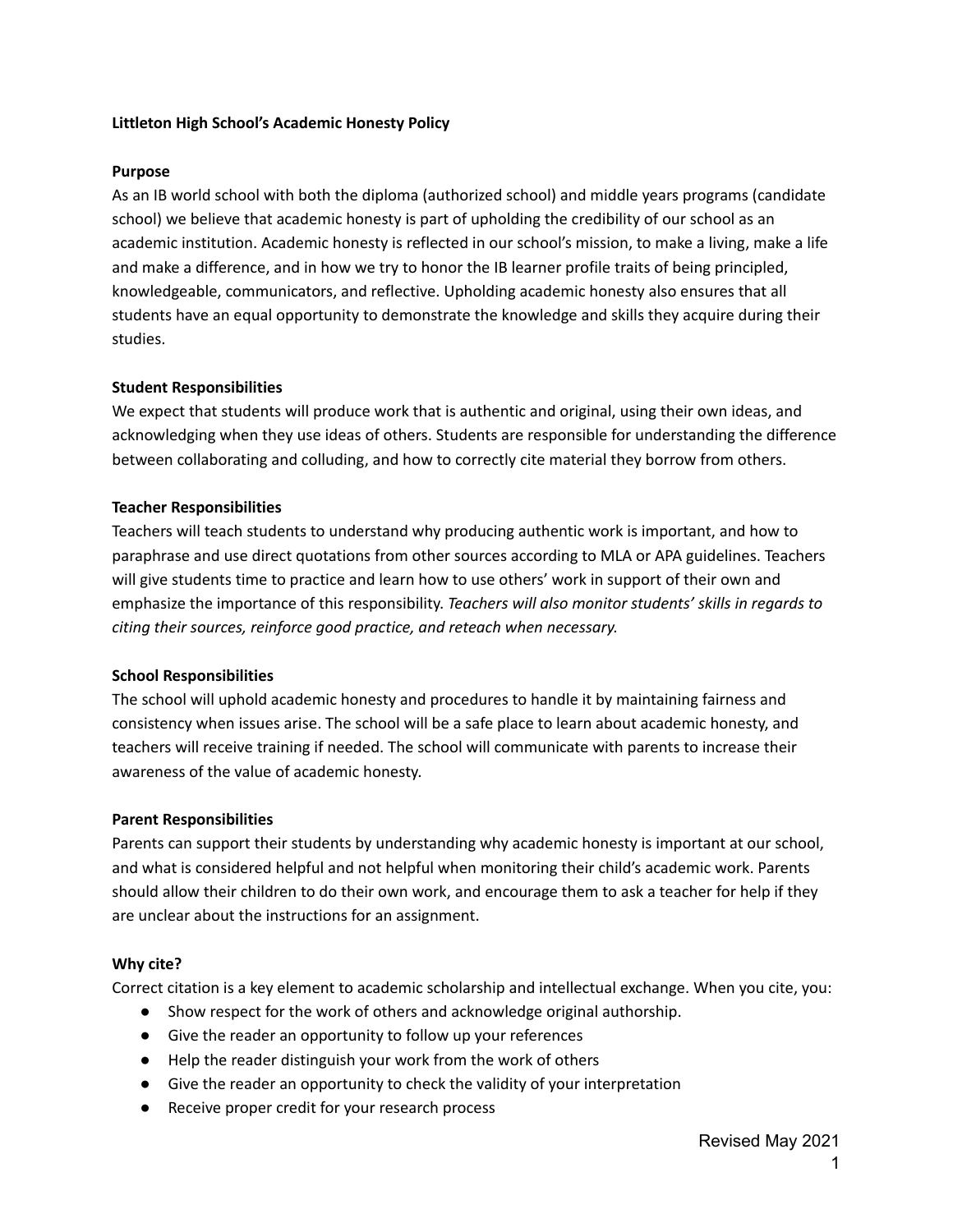# Littleton High School's Academic Honesty Policy

## Purpose

As an IB world school with both the diploma (authorized school) and middle years programs (candidate school) we believe that academic honesty is part of upholding the credibility of our school as an academic institution. Academic honesty is reflected in our school's mission, to make a living, make a life and make a difference, and in how we try to honor the IB learner profile traits of being principled, knowledgeable, communicators, and reflective. Upholding academic honesty also ensures that all students have an equal opportunity to demonstrate the knowledge and skills they acquire during their studies.

## Student Responsibilities

We expect that students will produce work that is authentic and original, using their own ideas, and acknowledging when they use ideas of others. Students are responsible for understanding the difference between collaborating and colluding, and how to correctly cite material they borrow from others.

## Teacher Responsibilities

Teachers will teach students to understand why producing authentic work is important, and how to paraphrase and use direct quotations from other sources according to MLA or APA guidelines. Teachers will give students time to practice and learn how to use others' work in support of their own and emphasize the importance of this responsibility. *Teachers will also monitor students' skills in regards to citing their sources, reinforce good practice, and reteach when necessary.*

## School Responsibilities

The school will uphold academic honesty and procedures to handle it by maintaining fairness and consistency when issues arise. The school will be a safe place to learn about academic honesty, and teachers will receive training if needed. The school will communicate with parents to increase their awareness of the value of academic honesty.

## Parent Responsibilities

Parents can support their students by understanding why academic honesty is important at our school, and what is considered helpful and not helpful when monitoring their child's academic work. Parents should allow their children to do their own work, and encourage them to ask a teacher for help if they are unclear about the instructions for an assignment.

## Why cite?

Correct citation is a key element to academic scholarship and intellectual exchange. When you cite, you:

- Show respect for the work of others and acknowledge original authorship.
- Give the reader an opportunity to follow up your references
- Help the reader distinguish your work from the work of others
- Give the reader an opportunity to check the validity of your interpretation
- Receive proper credit for your research process

Revised May 2021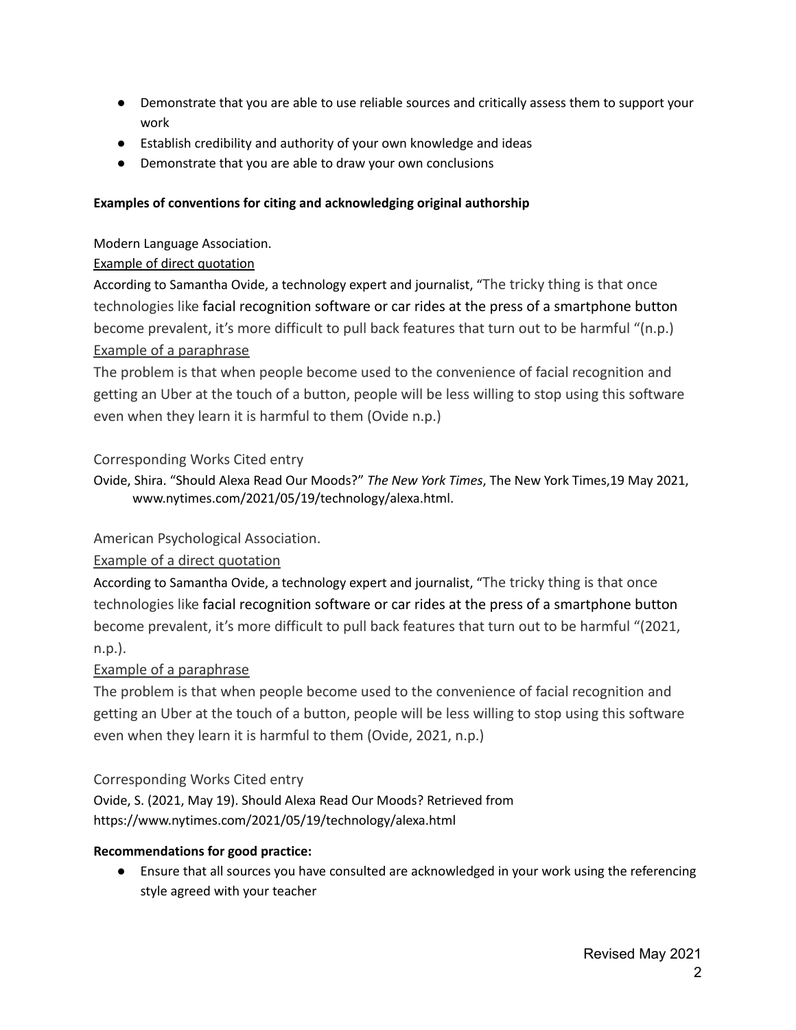- Demonstrate that you are able to use reliable sources and critically assess them to support your work
- Establish credibility and authority of your own knowledge and ideas
- Demonstrate that you are able to draw your own conclusions

**Examples of conventions for citing and acknowledging original authorship**

Modern Language Association.

<u>Example of direct quotation</u>

According to Samantha Ovide, a technology expert and journalist, "The tricky thing is that once technologies like facial recognition software or car rides at the press of a smartphone button become prevalent, it's more difficult to pull back features that turn out to be harmful "(n.p.)

<u>Example of a paraphrase</u>

The problem is that when people become used to the convenience of facial recognition and getting an Uber at the touch of a button, people will be less willing to stop using this software even when they learn it is harmful to them (Ovide n.p.)

Corresponding Works Cited entry

Ovide, Shira. "Should Alexa Read Our Moods?" *The New York Times*, The New York Times,19 May 2021, www.nytimes.com/2021/05/19/technology/alexa.html.

American Psychological Association.

<u>Example of a direct quotation</u>

According to Samantha Ovide, a technology expert and journalist, "The tricky thing is that once technologies like facial recognition software or car rides at the press of a smartphone button become prevalent, it's more difficult to pull back features that turn out to be harmful "(2021, n.p.).

<u>Example of a paraphrase</u>

The problem is that when people become used to the convenience of facial recognition and getting an Uber at the touch of a button, people will be less willing to stop using this software even when they learn it is harmful to them (Ovide, 2021, n.p.)

Corresponding Works Cited entry

Ovide, S. (2021, May 19). Should Alexa Read Our Moods? Retrieved from https://www.nytimes.com/2021/05/19/technology/alexa.html

**Recommendations for good practice:**

- Ensure that all sources you have consulted are acknowledged in your work using the referencing style agreed with your teacher

Revised May 2021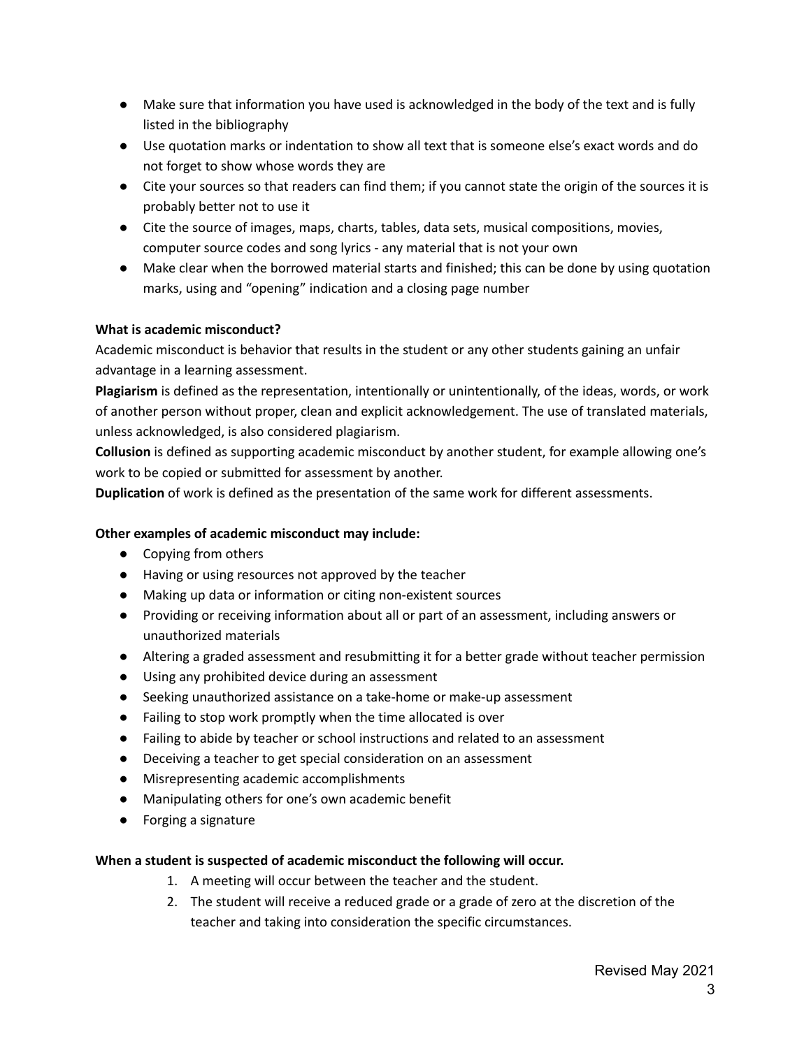- Make sure that information you have used is acknowledged in the body of the text and is fully listed in the bibliography
- Use quotation marks or indentation to show all text that is someone else's exact words and do not forget to show whose words they are
- Cite your sources so that readers can find them; if you cannot state the origin of the sources it is probably better not to use it
- Cite the source of images, maps, charts, tables, data sets, musical compositions, movies, computer source codes and song lyrics - any material that is not your own
- Make clear when the borrowed material starts and finished; this can be done by using quotation marks, using and "opening" indication and a closing page number

**What is academic misconduct?**

Academic misconduct is behavior that results in the student or any other students gaining an unfair advantage in a learning assessment.

**Plagiarism** is defined as the representation, intentionally or unintentionally, of the ideas, words, or work of another person without proper, clean and explicit acknowledgement. The use of translated materials, unless acknowledged, is also considered plagiarism.

**Collusion** is defined as supporting academic misconduct by another student, for example allowing one's work to be copied or submitted for assessment by another.

**Duplication** of work is defined as the presentation of the same work for different assessments.

**Other examples of academic misconduct may include:**

- Copying from others
- Having or using resources not approved by the teacher
- Making up data or information or citing non-existent sources
- Providing or receiving information about all or part of an assessment, including answers or unauthorized materials
- Altering a graded assessment and resubmitting it for a better grade without teacher permission
- Using any prohibited device during an assessment
- Seeking unauthorized assistance on a take-home or make-up assessment
- Failing to stop work promptly when the time allocated is over
- Failing to abide by teacher or school instructions and related to an assessment
- Deceiving a teacher to get special consideration on an assessment
- Misrepresenting academic accomplishments
- Manipulating others for one's own academic benefit
- Forging a signature

**When a student is suspected of academic misconduct the following will occur.**

1. A meeting will occur between the teacher and the student.
2. The student will receive a reduced grade or a grade of zero at the discretion of the teacher and taking into consideration the specific circumstances.

Revised May 2021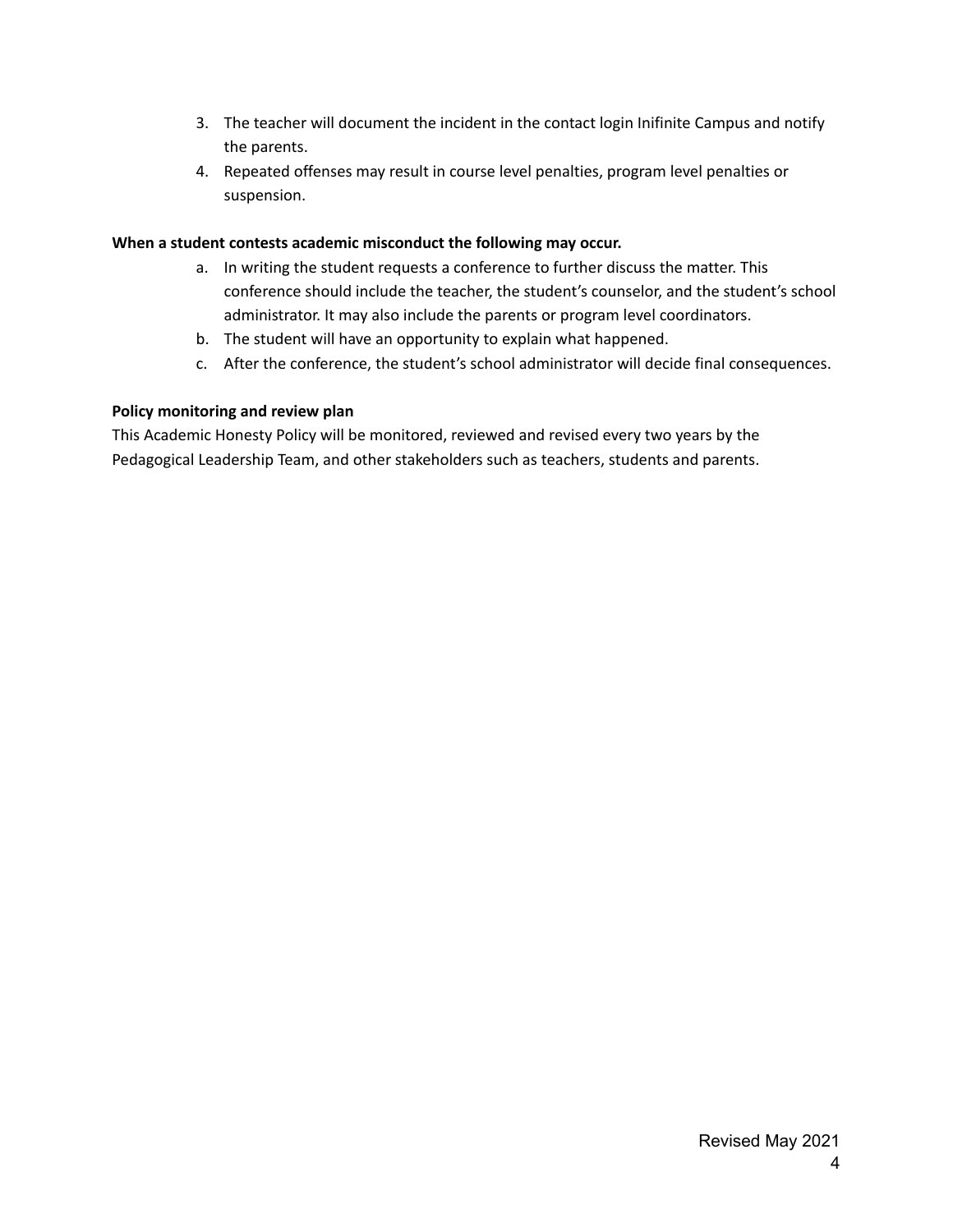3. The teacher will document the incident in the contact login Inifinite Campus and notify the parents.
4. Repeated offenses may result in course level penalties, program level penalties or suspension.

**When a student contests academic misconduct the following may occur.**

a. In writing the student requests a conference to further discuss the matter. This conference should include the teacher, the student's counselor, and the student's school administrator. It may also include the parents or program level coordinators.
b. The student will have an opportunity to explain what happened.
c. After the conference, the student's school administrator will decide final consequences.

**Policy monitoring and review plan**

This Academic Honesty Policy will be monitored, reviewed and revised every two years by the Pedagogical Leadership Team, and other stakeholders such as teachers, students and parents.

Revised May 2021